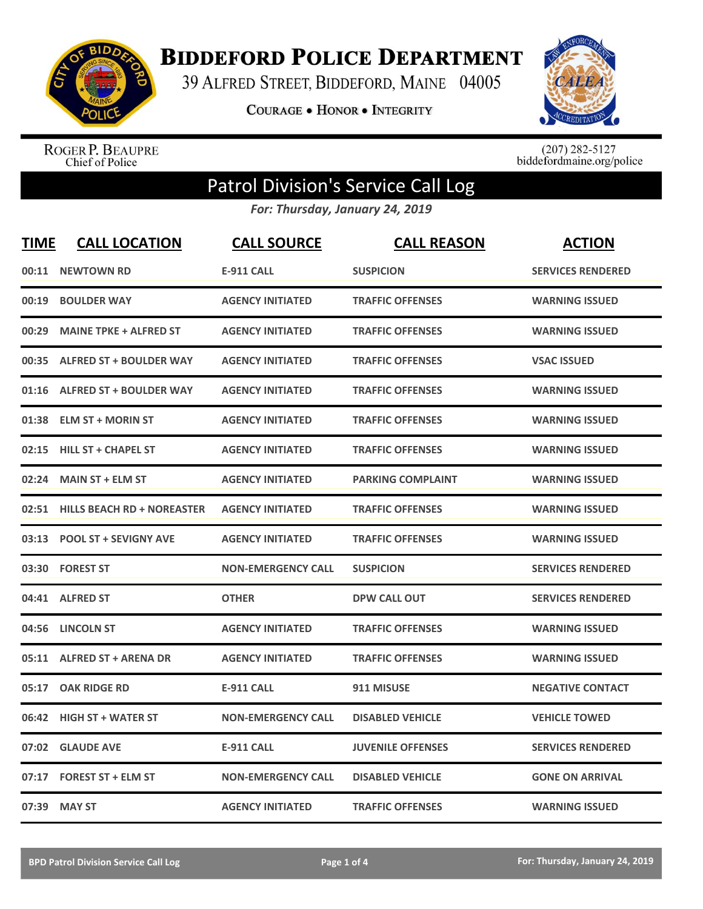# BIDDEFORD POLICE DEPARTMENT

39 ALFRED STREET, BIDDEFORD, MAINE 04005

COURAGE • HONOR • INTEGRITY

ROGER P. BEAUPRE
Chief of Police

(207) 282-5127
biddefordmaine.org/police

## Patrol Division's Service Call Log

*For: Thursday, January 24, 2019*

| TIME | CALL LOCATION | CALL SOURCE | CALL REASON | ACTION |
|---|---|---|---|---|
| 00:11 | NEWTOWN RD | E-911 CALL | SUSPICION | SERVICES RENDERED |
| 00:19 | BOULDER WAY | AGENCY INITIATED | TRAFFIC OFFENSES | WARNING ISSUED |
| 00:29 | MAINE TPKE + ALFRED ST | AGENCY INITIATED | TRAFFIC OFFENSES | WARNING ISSUED |
| 00:35 | ALFRED ST + BOULDER WAY | AGENCY INITIATED | TRAFFIC OFFENSES | VSAC ISSUED |
| 01:16 | ALFRED ST + BOULDER WAY | AGENCY INITIATED | TRAFFIC OFFENSES | WARNING ISSUED |
| 01:38 | ELM ST + MORIN ST | AGENCY INITIATED | TRAFFIC OFFENSES | WARNING ISSUED |
| 02:15 | HILL ST + CHAPEL ST | AGENCY INITIATED | TRAFFIC OFFENSES | WARNING ISSUED |
| 02:24 | MAIN ST + ELM ST | AGENCY INITIATED | PARKING COMPLAINT | WARNING ISSUED |
| 02:51 | HILLS BEACH RD + NOREASTER | AGENCY INITIATED | TRAFFIC OFFENSES | WARNING ISSUED |
| 03:13 | POOL ST + SEVIGNY AVE | AGENCY INITIATED | TRAFFIC OFFENSES | WARNING ISSUED |
| 03:30 | FOREST ST | NON-EMERGENCY CALL | SUSPICION | SERVICES RENDERED |
| 04:41 | ALFRED ST | OTHER | DPW CALL OUT | SERVICES RENDERED |
| 04:56 | LINCOLN ST | AGENCY INITIATED | TRAFFIC OFFENSES | WARNING ISSUED |
| 05:11 | ALFRED ST + ARENA DR | AGENCY INITIATED | TRAFFIC OFFENSES | WARNING ISSUED |
| 05:17 | OAK RIDGE RD | E-911 CALL | 911 MISUSE | NEGATIVE CONTACT |
| 06:42 | HIGH ST + WATER ST | NON-EMERGENCY CALL | DISABLED VEHICLE | VEHICLE TOWED |
| 07:02 | GLAUDE AVE | E-911 CALL | JUVENILE OFFENSES | SERVICES RENDERED |
| 07:17 | FOREST ST + ELM ST | NON-EMERGENCY CALL | DISABLED VEHICLE | GONE ON ARRIVAL |
| 07:39 | MAY ST | AGENCY INITIATED | TRAFFIC OFFENSES | WARNING ISSUED |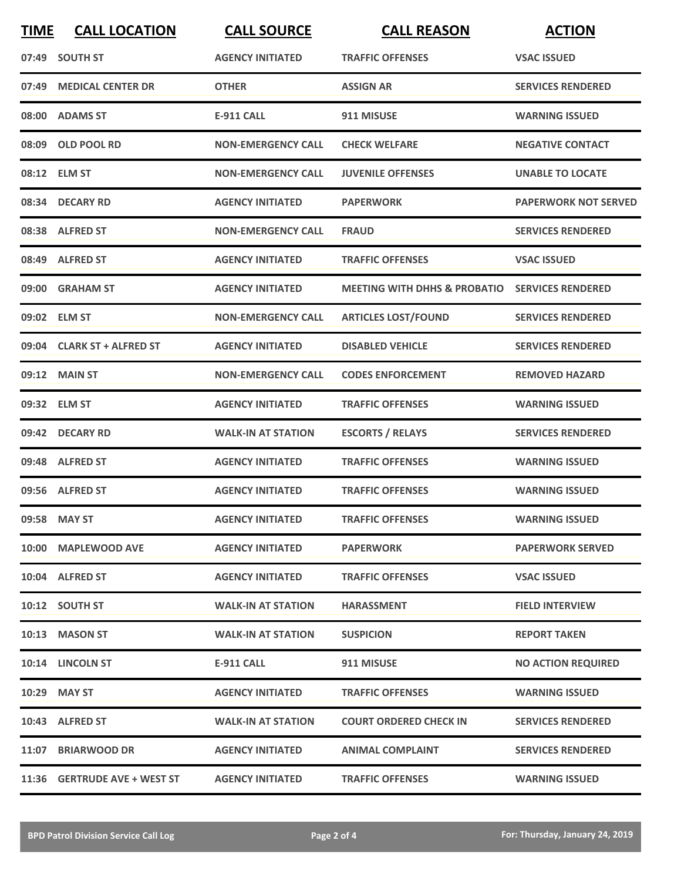| TIME | CALL LOCATION | CALL SOURCE | CALL REASON | ACTION |
|---|---|---|---|---|
| 07:49 | SOUTH ST | AGENCY INITIATED | TRAFFIC OFFENSES | VSAC ISSUED |
| 07:49 | MEDICAL CENTER DR | OTHER | ASSIGN AR | SERVICES RENDERED |
| 08:00 | ADAMS ST | E-911 CALL | 911 MISUSE | WARNING ISSUED |
| 08:09 | OLD POOL RD | NON-EMERGENCY CALL | CHECK WELFARE | NEGATIVE CONTACT |
| 08:12 | ELM ST | NON-EMERGENCY CALL | JUVENILE OFFENSES | UNABLE TO LOCATE |
| 08:34 | DECARY RD | AGENCY INITIATED | PAPERWORK | PAPERWORK NOT SERVED |
| 08:38 | ALFRED ST | NON-EMERGENCY CALL | FRAUD | SERVICES RENDERED |
| 08:49 | ALFRED ST | AGENCY INITIATED | TRAFFIC OFFENSES | VSAC ISSUED |
| 09:00 | GRAHAM ST | AGENCY INITIATED | MEETING WITH DHHS & PROBATIO | SERVICES RENDERED |
| 09:02 | ELM ST | NON-EMERGENCY CALL | ARTICLES LOST/FOUND | SERVICES RENDERED |
| 09:04 | CLARK ST + ALFRED ST | AGENCY INITIATED | DISABLED VEHICLE | SERVICES RENDERED |
| 09:12 | MAIN ST | NON-EMERGENCY CALL | CODES ENFORCEMENT | REMOVED HAZARD |
| 09:32 | ELM ST | AGENCY INITIATED | TRAFFIC OFFENSES | WARNING ISSUED |
| 09:42 | DECARY RD | WALK-IN AT STATION | ESCORTS / RELAYS | SERVICES RENDERED |
| 09:48 | ALFRED ST | AGENCY INITIATED | TRAFFIC OFFENSES | WARNING ISSUED |
| 09:56 | ALFRED ST | AGENCY INITIATED | TRAFFIC OFFENSES | WARNING ISSUED |
| 09:58 | MAY ST | AGENCY INITIATED | TRAFFIC OFFENSES | WARNING ISSUED |
| 10:00 | MAPLEWOOD AVE | AGENCY INITIATED | PAPERWORK | PAPERWORK SERVED |
| 10:04 | ALFRED ST | AGENCY INITIATED | TRAFFIC OFFENSES | VSAC ISSUED |
| 10:12 | SOUTH ST | WALK-IN AT STATION | HARASSMENT | FIELD INTERVIEW |
| 10:13 | MASON ST | WALK-IN AT STATION | SUSPICION | REPORT TAKEN |
| 10:14 | LINCOLN ST | E-911 CALL | 911 MISUSE | NO ACTION REQUIRED |
| 10:29 | MAY ST | AGENCY INITIATED | TRAFFIC OFFENSES | WARNING ISSUED |
| 10:43 | ALFRED ST | WALK-IN AT STATION | COURT ORDERED CHECK IN | SERVICES RENDERED |
| 11:07 | BRIARWOOD DR | AGENCY INITIATED | ANIMAL COMPLAINT | SERVICES RENDERED |
| 11:36 | GERTRUDE AVE + WEST ST | AGENCY INITIATED | TRAFFIC OFFENSES | WARNING ISSUED |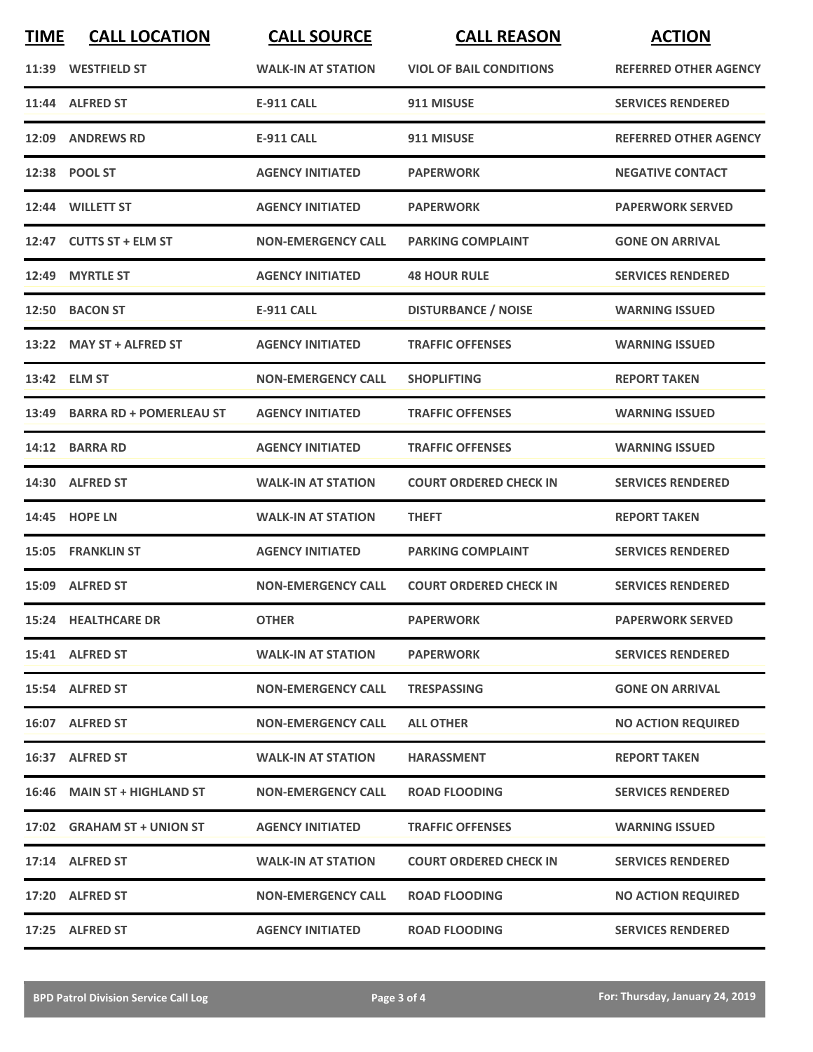| TIME | CALL LOCATION | CALL SOURCE | CALL REASON | ACTION |
| --- | --- | --- | --- | --- |
| 11:39 | WESTFIELD ST | WALK-IN AT STATION | VIOL OF BAIL CONDITIONS | REFERRED OTHER AGENCY |
| 11:44 | ALFRED ST | E-911 CALL | 911 MISUSE | SERVICES RENDERED |
| 12:09 | ANDREWS RD | E-911 CALL | 911 MISUSE | REFERRED OTHER AGENCY |
| 12:38 | POOL ST | AGENCY INITIATED | PAPERWORK | NEGATIVE CONTACT |
| 12:44 | WILLETT ST | AGENCY INITIATED | PAPERWORK | PAPERWORK SERVED |
| 12:47 | CUTTS ST + ELM ST | NON-EMERGENCY CALL | PARKING COMPLAINT | GONE ON ARRIVAL |
| 12:49 | MYRTLE ST | AGENCY INITIATED | 48 HOUR RULE | SERVICES RENDERED |
| 12:50 | BACON ST | E-911 CALL | DISTURBANCE / NOISE | WARNING ISSUED |
| 13:22 | MAY ST + ALFRED ST | AGENCY INITIATED | TRAFFIC OFFENSES | WARNING ISSUED |
| 13:42 | ELM ST | NON-EMERGENCY CALL | SHOPLIFTING | REPORT TAKEN |
| 13:49 | BARRA RD + POMERLEAU ST | AGENCY INITIATED | TRAFFIC OFFENSES | WARNING ISSUED |
| 14:12 | BARRA RD | AGENCY INITIATED | TRAFFIC OFFENSES | WARNING ISSUED |
| 14:30 | ALFRED ST | WALK-IN AT STATION | COURT ORDERED CHECK IN | SERVICES RENDERED |
| 14:45 | HOPE LN | WALK-IN AT STATION | THEFT | REPORT TAKEN |
| 15:05 | FRANKLIN ST | AGENCY INITIATED | PARKING COMPLAINT | SERVICES RENDERED |
| 15:09 | ALFRED ST | NON-EMERGENCY CALL | COURT ORDERED CHECK IN | SERVICES RENDERED |
| 15:24 | HEALTHCARE DR | OTHER | PAPERWORK | PAPERWORK SERVED |
| 15:41 | ALFRED ST | WALK-IN AT STATION | PAPERWORK | SERVICES RENDERED |
| 15:54 | ALFRED ST | NON-EMERGENCY CALL | TRESPASSING | GONE ON ARRIVAL |
| 16:07 | ALFRED ST | NON-EMERGENCY CALL | ALL OTHER | NO ACTION REQUIRED |
| 16:37 | ALFRED ST | WALK-IN AT STATION | HARASSMENT | REPORT TAKEN |
| 16:46 | MAIN ST + HIGHLAND ST | NON-EMERGENCY CALL | ROAD FLOODING | SERVICES RENDERED |
| 17:02 | GRAHAM ST + UNION ST | AGENCY INITIATED | TRAFFIC OFFENSES | WARNING ISSUED |
| 17:14 | ALFRED ST | WALK-IN AT STATION | COURT ORDERED CHECK IN | SERVICES RENDERED |
| 17:20 | ALFRED ST | NON-EMERGENCY CALL | ROAD FLOODING | NO ACTION REQUIRED |
| 17:25 | ALFRED ST | AGENCY INITIATED | ROAD FLOODING | SERVICES RENDERED |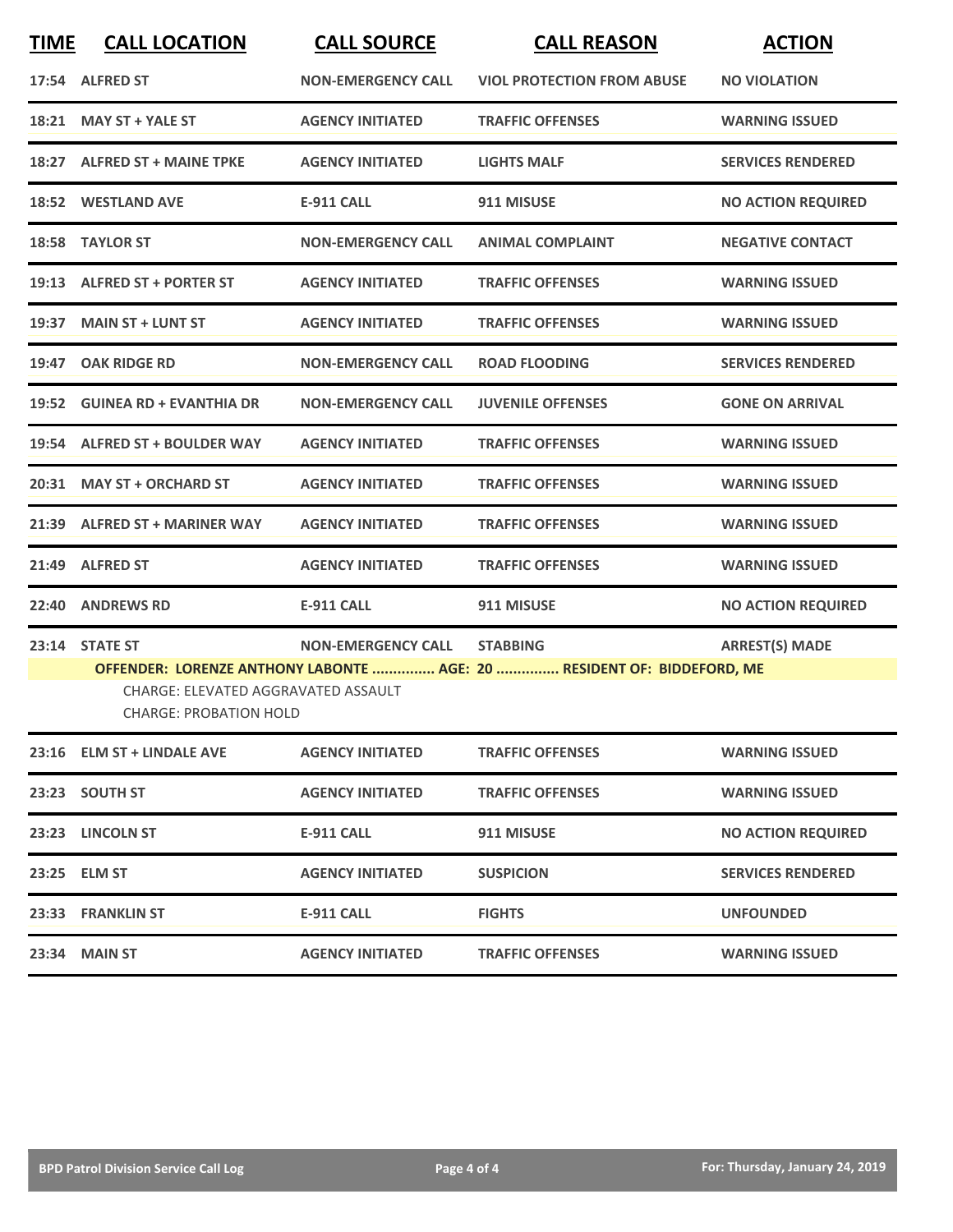| TIME | CALL LOCATION | CALL SOURCE | CALL REASON | ACTION |
|---|---|---|---|---|
| 17:54 | ALFRED ST | NON-EMERGENCY CALL | VIOL PROTECTION FROM ABUSE | NO VIOLATION |
| 18:21 | MAY ST + YALE ST | AGENCY INITIATED | TRAFFIC OFFENSES | WARNING ISSUED |
| 18:27 | ALFRED ST + MAINE TPKE | AGENCY INITIATED | LIGHTS MALF | SERVICES RENDERED |
| 18:52 | WESTLAND AVE | E-911 CALL | 911 MISUSE | NO ACTION REQUIRED |
| 18:58 | TAYLOR ST | NON-EMERGENCY CALL | ANIMAL COMPLAINT | NEGATIVE CONTACT |
| 19:13 | ALFRED ST + PORTER ST | AGENCY INITIATED | TRAFFIC OFFENSES | WARNING ISSUED |
| 19:37 | MAIN ST + LUNT ST | AGENCY INITIATED | TRAFFIC OFFENSES | WARNING ISSUED |
| 19:47 | OAK RIDGE RD | NON-EMERGENCY CALL | ROAD FLOODING | SERVICES RENDERED |
| 19:52 | GUINEA RD + EVANTHIA DR | NON-EMERGENCY CALL | JUVENILE OFFENSES | GONE ON ARRIVAL |
| 19:54 | ALFRED ST + BOULDER WAY | AGENCY INITIATED | TRAFFIC OFFENSES | WARNING ISSUED |
| 20:31 | MAY ST + ORCHARD ST | AGENCY INITIATED | TRAFFIC OFFENSES | WARNING ISSUED |
| 21:39 | ALFRED ST + MARINER WAY | AGENCY INITIATED | TRAFFIC OFFENSES | WARNING ISSUED |
| 21:49 | ALFRED ST | AGENCY INITIATED | TRAFFIC OFFENSES | WARNING ISSUED |
| 22:40 | ANDREWS RD | E-911 CALL | 911 MISUSE | NO ACTION REQUIRED |
| 23:14 | STATE ST | NON-EMERGENCY CALL | STABBING | ARREST(S) MADE |
| | OFFENDER: LORENZE ANTHONY LABONTE ............... AGE: 20 ............... RESIDENT OF: BIDDEFORD, ME<br>CHARGE: ELEVATED AGGRAVATED ASSAULT<br>CHARGE: PROBATION HOLD | | | |
| 23:16 | ELM ST + LINDALE AVE | AGENCY INITIATED | TRAFFIC OFFENSES | WARNING ISSUED |
| 23:23 | SOUTH ST | AGENCY INITIATED | TRAFFIC OFFENSES | WARNING ISSUED |
| 23:23 | LINCOLN ST | E-911 CALL | 911 MISUSE | NO ACTION REQUIRED |
| 23:25 | ELM ST | AGENCY INITIATED | SUSPICION | SERVICES RENDERED |
| 23:33 | FRANKLIN ST | E-911 CALL | FIGHTS | UNFOUNDED |
| 23:34 | MAIN ST | AGENCY INITIATED | TRAFFIC OFFENSES | WARNING ISSUED |